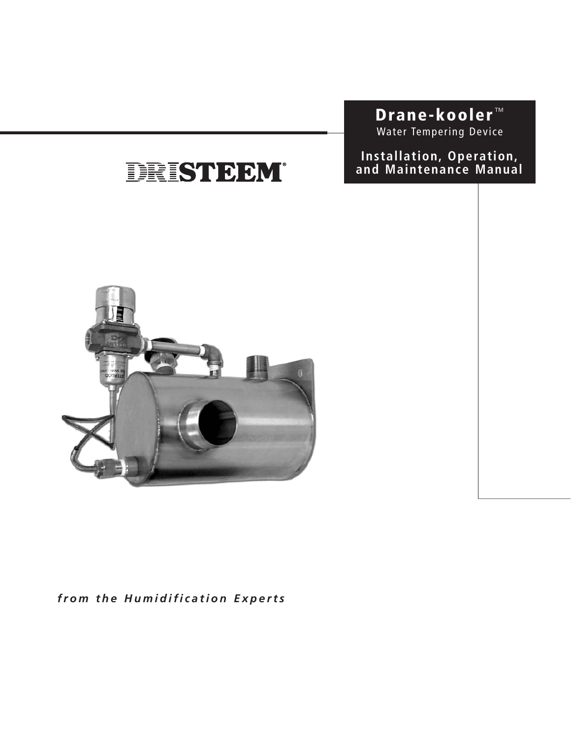# Drane-kooler™

Water Tempering Device

## Installation, Operation, and Maintenance Manual

DRISTEEM®

*from the Humidification Experts*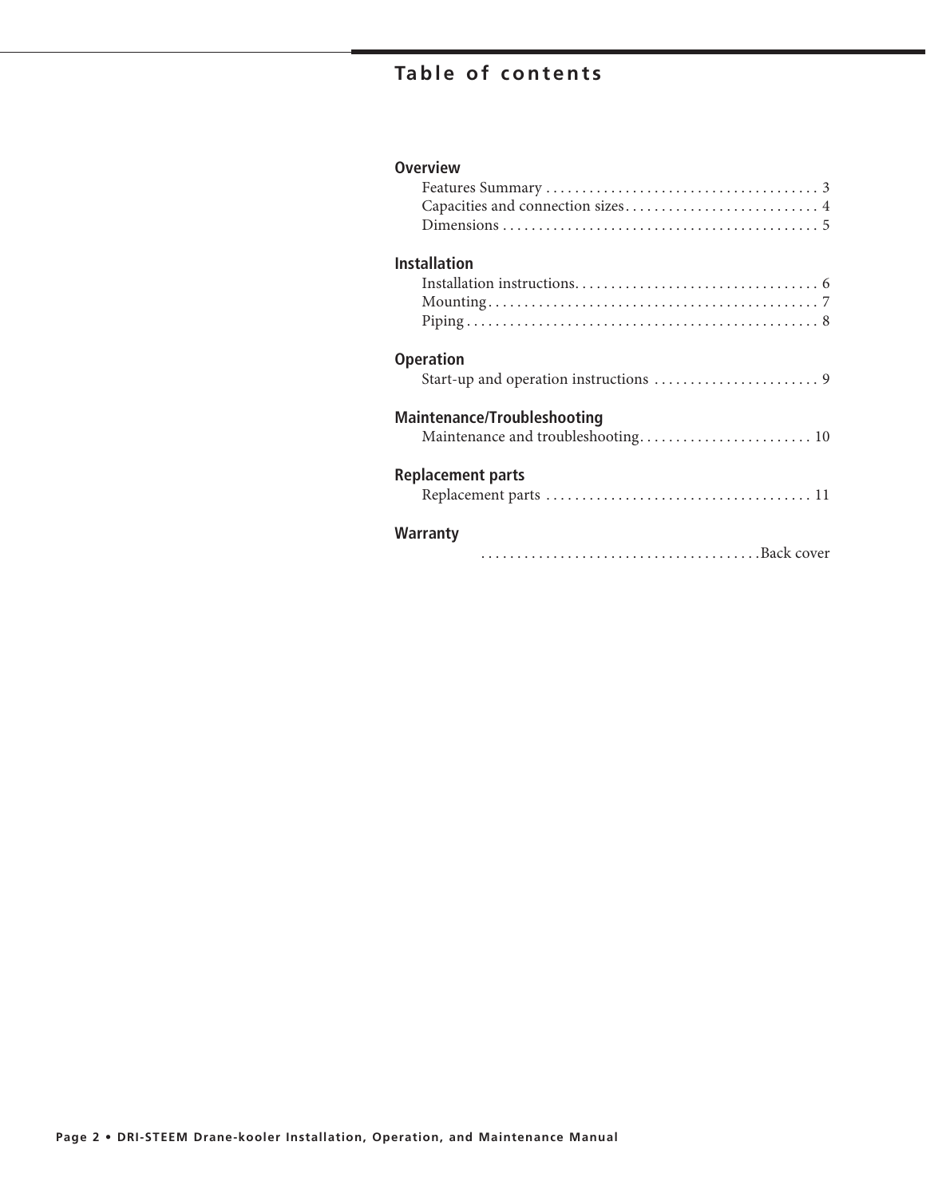# Table of contents

## Overview

Features Summary . . . . . . . . . . . . . . . . . . . . . . . . . . . . . . . . . . . . . . 3
Capacities and connection sizes . . . . . . . . . . . . . . . . . . . . . . . . . . . 4
Dimensions . . . . . . . . . . . . . . . . . . . . . . . . . . . . . . . . . . . . . . . . . . . . 5

## Installation

Installation instructions. . . . . . . . . . . . . . . . . . . . . . . . . . . . . . . . . . 6
Mounting . . . . . . . . . . . . . . . . . . . . . . . . . . . . . . . . . . . . . . . . . . . . . . 7
Piping . . . . . . . . . . . . . . . . . . . . . . . . . . . . . . . . . . . . . . . . . . . . . . . . . 8

## Operation

Start-up and operation instructions . . . . . . . . . . . . . . . . . . . . . . . 9

## Maintenance/Troubleshooting

Maintenance and troubleshooting. . . . . . . . . . . . . . . . . . . . . . . . 10

## Replacement parts

Replacement parts . . . . . . . . . . . . . . . . . . . . . . . . . . . . . . . . . . . . . 11

## Warranty

. . . . . . . . . . . . . . . . . . . . . . . . . . . . . . . . . . . . . . Back cover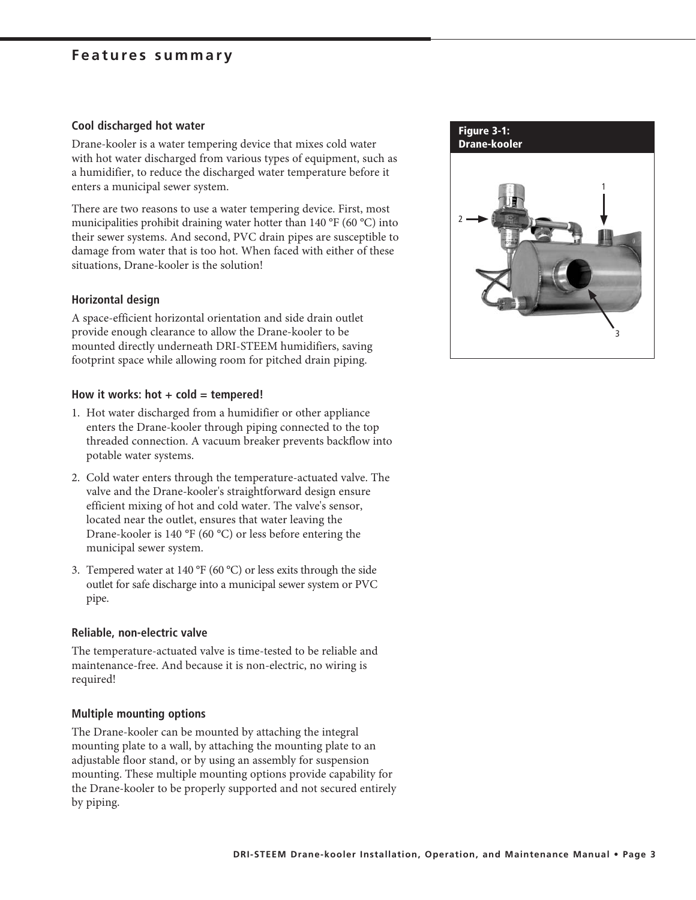# Features summary

### Cool discharged hot water

Drane-kooler is a water tempering device that mixes cold water with hot water discharged from various types of equipment, such as a humidifier, to reduce the discharged water temperature before it enters a municipal sewer system.

There are two reasons to use a water tempering device. First, most municipalities prohibit draining water hotter than 140 °F (60 °C) into their sewer systems. And second, PVC drain pipes are susceptible to damage from water that is too hot. When faced with either of these situations, Drane-kooler is the solution!

### Horizontal design

A space-efficient horizontal orientation and side drain outlet provide enough clearance to allow the Drane-kooler to be mounted directly underneath DRI-STEEM humidifiers, saving footprint space while allowing room for pitched drain piping.

### How it works: hot + cold = tempered!

1. Hot water discharged from a humidifier or other appliance enters the Drane-kooler through piping connected to the top threaded connection. A vacuum breaker prevents backflow into potable water systems.
2. Cold water enters through the temperature-actuated valve. The valve and the Drane-kooler's straightforward design ensure efficient mixing of hot and cold water. The valve's sensor, located near the outlet, ensures that water leaving the Drane-kooler is 140 °F (60 °C) or less before entering the municipal sewer system.
3. Tempered water at 140 °F (60 °C) or less exits through the side outlet for safe discharge into a municipal sewer system or PVC pipe.

### Reliable, non-electric valve

The temperature-actuated valve is time-tested to be reliable and maintenance-free. And because it is non-electric, no wiring is required!

### Multiple mounting options

The Drane-kooler can be mounted by attaching the integral mounting plate to a wall, by attaching the mounting plate to an adjustable floor stand, or by using an assembly for suspension mounting. These multiple mounting options provide capability for the Drane-kooler to be properly supported and not secured entirely by piping.

**Figure 3-1: Drane-kooler**

1

2

3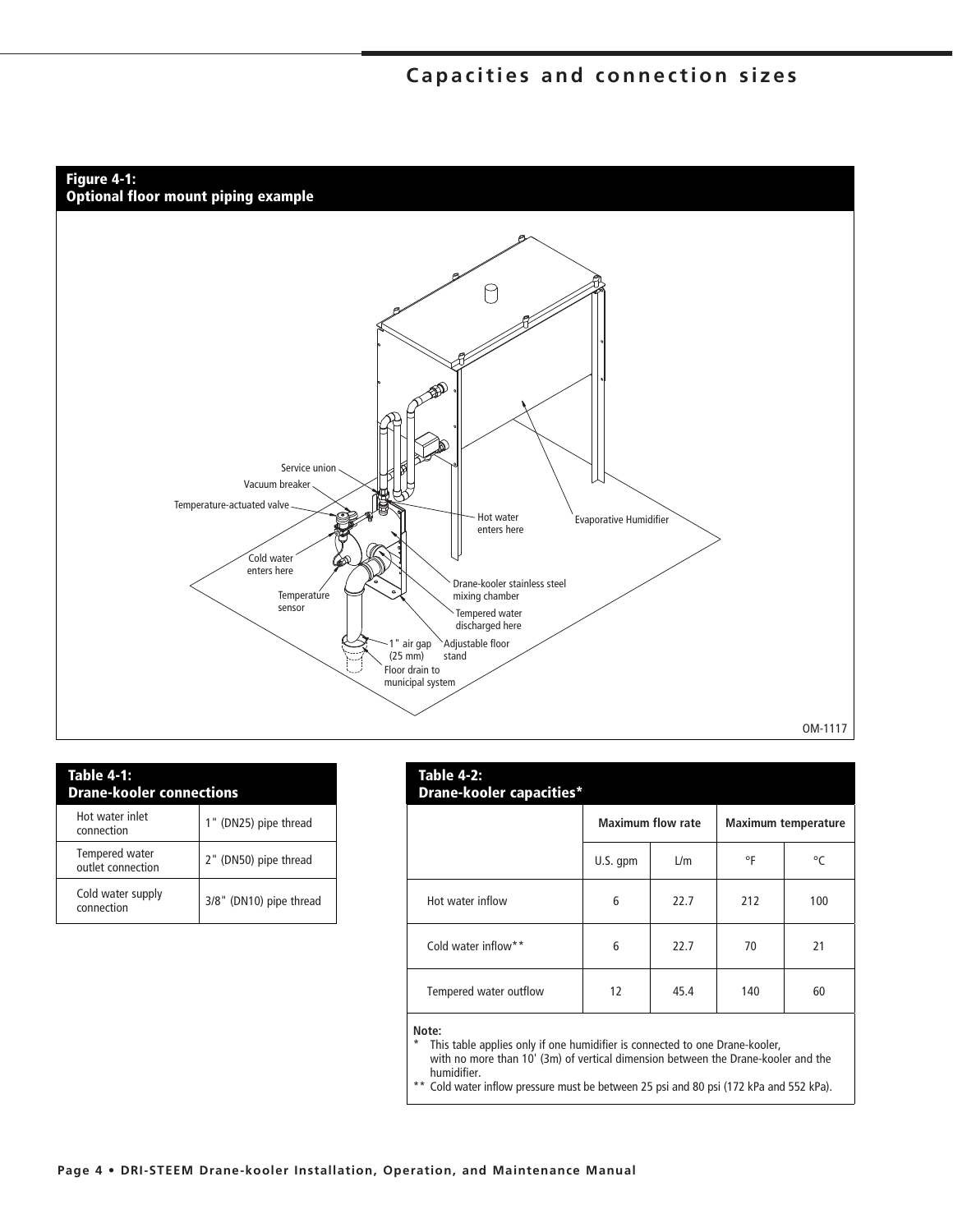## Capacities and connection sizes

**Figure 4-1:**
**Optional floor mount piping example**

Service union
Vacuum breaker
Temperature-actuated valve
Cold water enters here
Temperature sensor
Hot water enters here
Evaporative Humidifier
Drane-kooler stainless steel mixing chamber
Tempered water discharged here
1" air gap (25 mm)
Adjustable floor stand
Floor drain to municipal system
OM-1117

**Table 4-1:**
**Drane-kooler connections**

| | |
|---|---|
| Hot water inlet connection | 1" (DN25) pipe thread |
| Tempered water outlet connection | 2" (DN50) pipe thread |
| Cold water supply connection | 3/8" (DN10) pipe thread |

**Table 4-2:**
**Drane-kooler capacities***

| | Maximum flow rate | | Maximum temperature | |
|---|---|---|---|---|
| | U.S. gpm | L/m | °F | °C |
| Hot water inflow | 6 | 22.7 | 212 | 100 |
| Cold water inflow** | 6 | 22.7 | 70 | 21 |
| Tempered water outflow | 12 | 45.4 | 140 | 60 |

**Note:**
* This table applies only if one humidifier is connected to one Drane-kooler, with no more than 10' (3m) of vertical dimension between the Drane-kooler and the humidifier.
** Cold water inflow pressure must be between 25 psi and 80 psi (172 kPa and 552 kPa).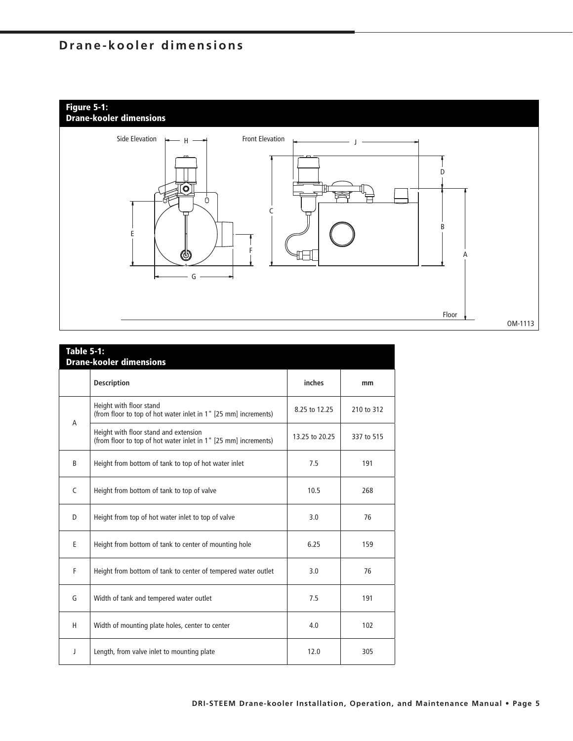## Drane-kooler dimensions

**Figure 5-1:**
**Drane-kooler dimensions**

Side Elevation

Front Elevation

H

J

D

C

B

E

F

A

G

Floor

OM-1113

**Table 5-1:**
**Drane-kooler dimensions**

| | Description | inches | mm |
|---|---|---|---|
| A | Height with floor stand (from floor to top of hot water inlet in 1" [25 mm] increments) | 8.25 to 12.25 | 210 to 312 |
| | Height with floor stand and extension (from floor to top of hot water inlet in 1" [25 mm] increments) | 13.25 to 20.25 | 337 to 515 |
| B | Height from bottom of tank to top of hot water inlet | 7.5 | 191 |
| C | Height from bottom of tank to top of valve | 10.5 | 268 |
| D | Height from top of hot water inlet to top of valve | 3.0 | 76 |
| E | Height from bottom of tank to center of mounting hole | 6.25 | 159 |
| F | Height from bottom of tank to center of tempered water outlet | 3.0 | 76 |
| G | Width of tank and tempered water outlet | 7.5 | 191 |
| H | Width of mounting plate holes, center to center | 4.0 | 102 |
| J | Length, from valve inlet to mounting plate | 12.0 | 305 |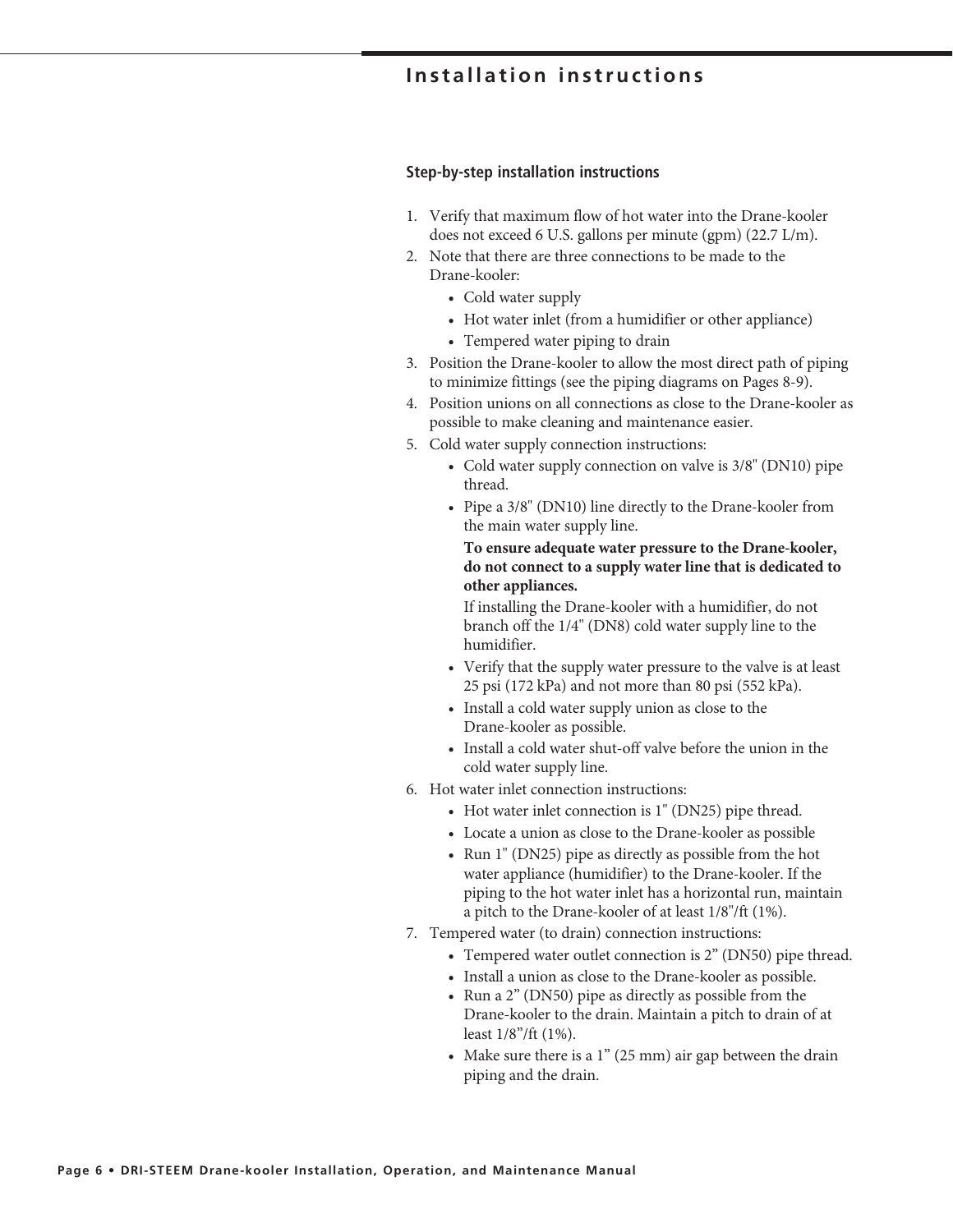## Installation instructions

### Step-by-step installation instructions

1. Verify that maximum flow of hot water into the Drane-kooler does not exceed 6 U.S. gallons per minute (gpm) (22.7 L/m).
2. Note that there are three connections to be made to the Drane-kooler:
   - Cold water supply
   - Hot water inlet (from a humidifier or other appliance)
   - Tempered water piping to drain
3. Position the Drane-kooler to allow the most direct path of piping to minimize fittings (see the piping diagrams on Pages 8-9).
4. Position unions on all connections as close to the Drane-kooler as possible to make cleaning and maintenance easier.
5. Cold water supply connection instructions:
   - Cold water supply connection on valve is 3/8" (DN10) pipe thread.
   - Pipe a 3/8" (DN10) line directly to the Drane-kooler from the main water supply line.

     **To ensure adequate water pressure to the Drane-kooler, do not connect to a supply water line that is dedicated to other appliances.**

     If installing the Drane-kooler with a humidifier, do not branch off the 1/4" (DN8) cold water supply line to the humidifier.
   - Verify that the supply water pressure to the valve is at least 25 psi (172 kPa) and not more than 80 psi (552 kPa).
   - Install a cold water supply union as close to the Drane-kooler as possible.
   - Install a cold water shut-off valve before the union in the cold water supply line.
6. Hot water inlet connection instructions:
   - Hot water inlet connection is 1" (DN25) pipe thread.
   - Locate a union as close to the Drane-kooler as possible
   - Run 1" (DN25) pipe as directly as possible from the hot water appliance (humidifier) to the Drane-kooler. If the piping to the hot water inlet has a horizontal run, maintain a pitch to the Drane-kooler of at least 1/8"/ft (1%).
7. Tempered water (to drain) connection instructions:
   - Tempered water outlet connection is 2" (DN50) pipe thread.
   - Install a union as close to the Drane-kooler as possible.
   - Run a 2" (DN50) pipe as directly as possible from the Drane-kooler to the drain. Maintain a pitch to drain of at least 1/8"/ft (1%).
   - Make sure there is a 1" (25 mm) air gap between the drain piping and the drain.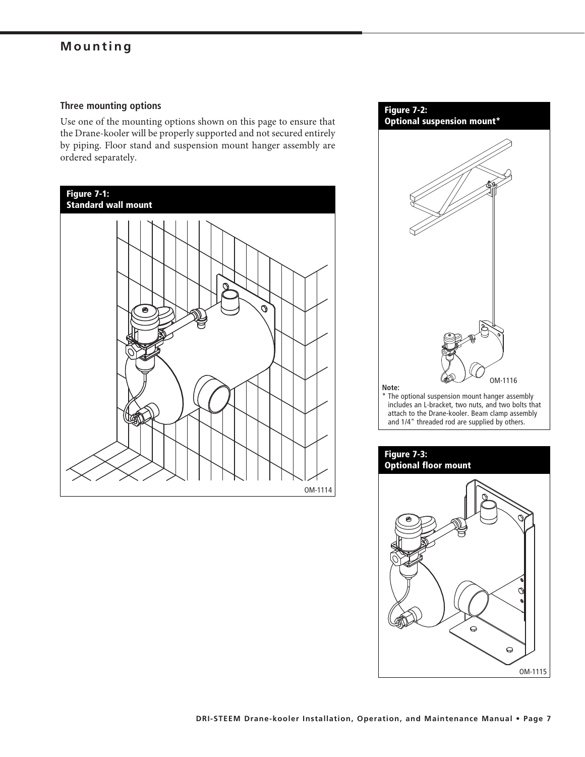# Mounting

### Three mounting options

Use one of the mounting options shown on this page to ensure that the Drane-kooler will be properly supported and not secured entirely by piping. Floor stand and suspension mount hanger assembly are ordered separately.

**Figure 7-1:**
**Standard wall mount**

OM-1114

**Figure 7-2:**
**Optional suspension mount***

OM-1116

**Note:**
* The optional suspension mount hanger assembly includes an L-bracket, two nuts, and two bolts that attach to the Drane-kooler. Beam clamp assembly and 1/4" threaded rod are supplied by others.

**Figure 7-3:**
**Optional floor mount**

OM-1115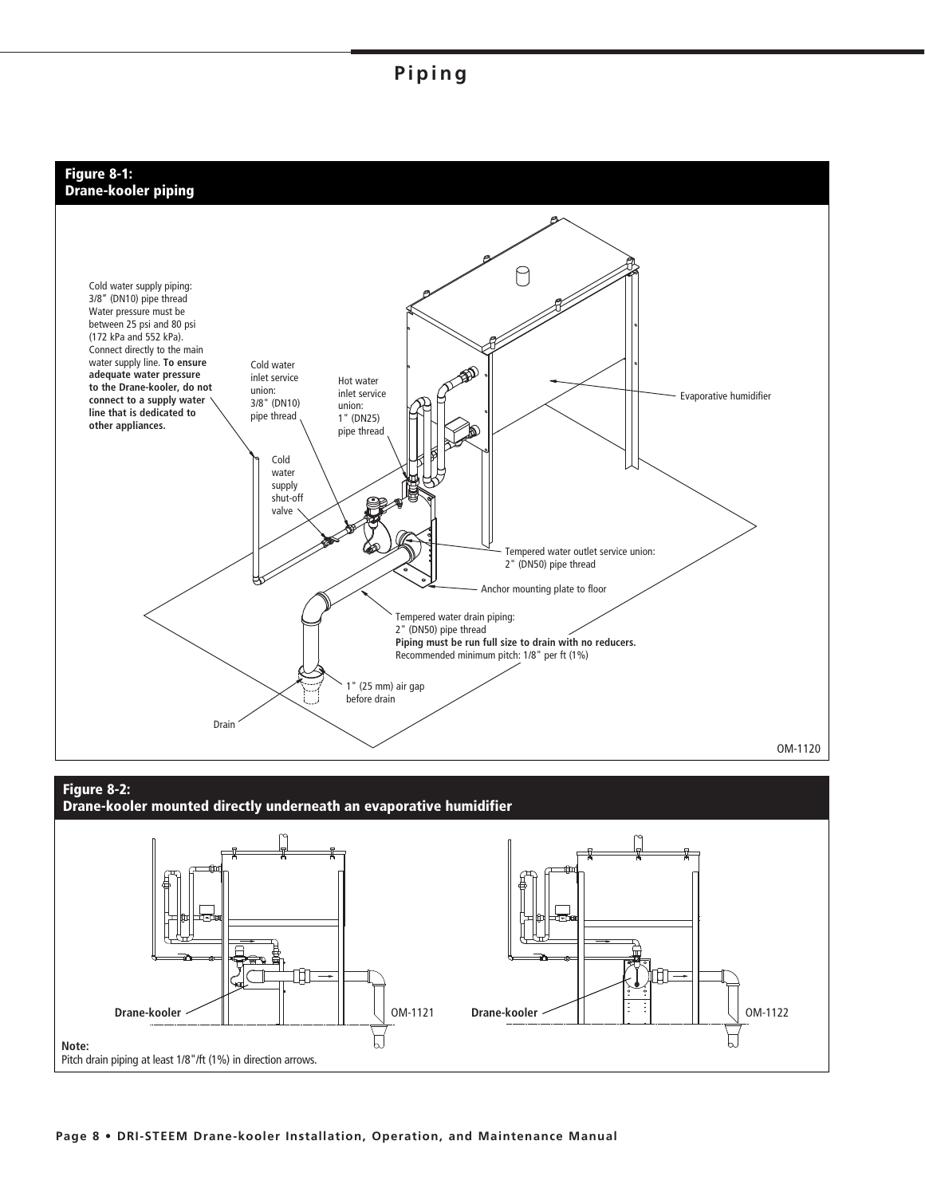# Piping

**Figure 8-1:**
**Drane-kooler piping**

Cold water supply piping:
3/8" (DN10) pipe thread
Water pressure must be between 25 psi and 80 psi (172 kPa and 552 kPa).
Connect directly to the main water supply line. **To ensure adequate water pressure to the Drane-kooler, do not connect to a supply water line that is dedicated to other appliances.**

Cold water inlet service union:
3/8" (DN10) pipe thread

Hot water inlet service union:
1" (DN25) pipe thread

Cold water supply shut-off valve

Evaporative humidifier

Tempered water outlet service union:
2" (DN50) pipe thread

Anchor mounting plate to floor

Tempered water drain piping:
2" (DN50) pipe thread
**Piping must be run full size to drain with no reducers.**
Recommended minimum pitch: 1/8" per ft (1%)

1" (25 mm) air gap before drain

Drain

OM-1120

**Figure 8-2:**
**Drane-kooler mounted directly underneath an evaporative humidifier**

**Drane-kooler**

OM-1121

**Drane-kooler**

OM-1122

**Note:**
Pitch drain piping at least 1/8"/ft (1%) in direction arrows.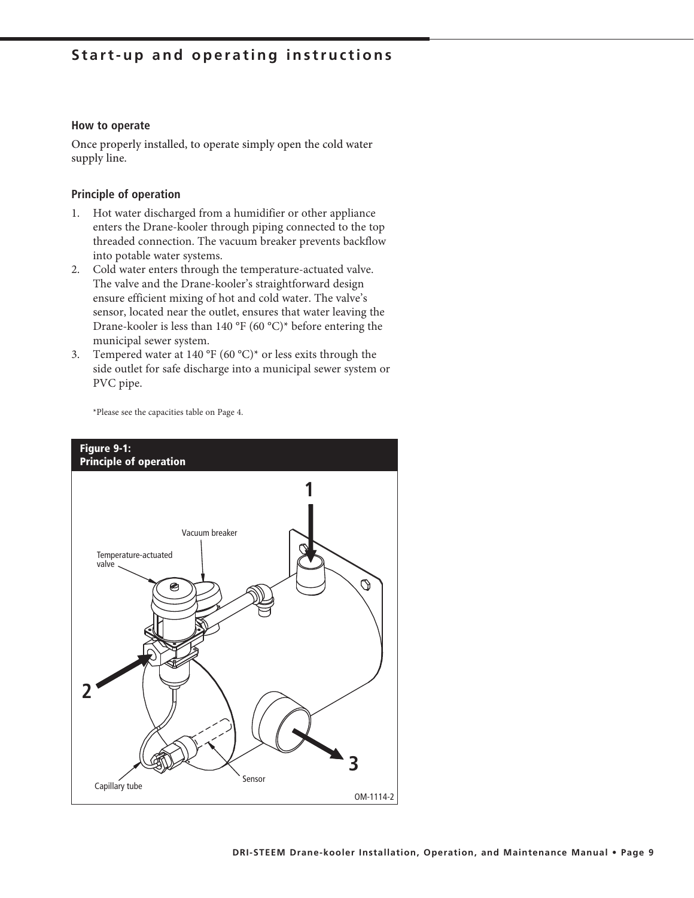# Start-up and operating instructions

## How to operate

Once properly installed, to operate simply open the cold water supply line.

## Principle of operation

1. Hot water discharged from a humidifier or other appliance enters the Drane-kooler through piping connected to the top threaded connection. The vacuum breaker prevents backflow into potable water systems.
2. Cold water enters through the temperature-actuated valve. The valve and the Drane-kooler's straightforward design ensure efficient mixing of hot and cold water. The valve's sensor, located near the outlet, ensures that water leaving the Drane-kooler is less than 140 °F (60 °C)* before entering the municipal sewer system.
3. Tempered water at 140 °F (60 °C)* or less exits through the side outlet for safe discharge into a municipal sewer system or PVC pipe.

*Please see the capacities table on Page 4.

**Figure 9-1: Principle of operation**

1

2

3

Vacuum breaker

Temperature-actuated valve

Capillary tube

Sensor

OM-1114-2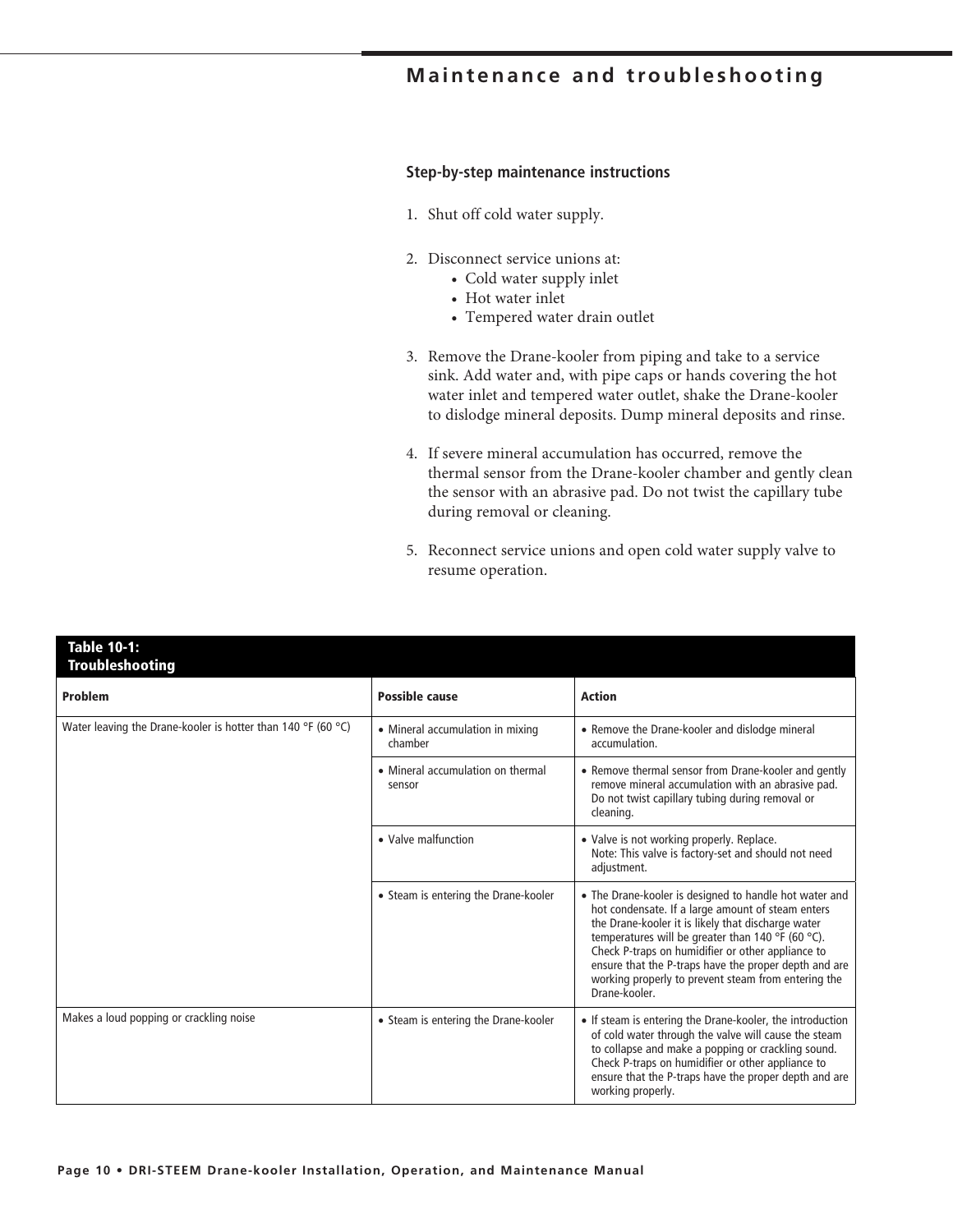# Maintenance and troubleshooting

### Step-by-step maintenance instructions

1. Shut off cold water supply.

2. Disconnect service unions at:
   - Cold water supply inlet
   - Hot water inlet
   - Tempered water drain outlet

3. Remove the Drane-kooler from piping and take to a service sink. Add water and, with pipe caps or hands covering the hot water inlet and tempered water outlet, shake the Drane-kooler to dislodge mineral deposits. Dump mineral deposits and rinse.

4. If severe mineral accumulation has occurred, remove the thermal sensor from the Drane-kooler chamber and gently clean the sensor with an abrasive pad. Do not twist the capillary tube during removal or cleaning.

5. Reconnect service unions and open cold water supply valve to resume operation.

**Table 10-1: Troubleshooting**

| Problem | Possible cause | Action |
|---|---|---|
| Water leaving the Drane-kooler is hotter than 140 °F (60 °C) | • Mineral accumulation in mixing chamber | • Remove the Drane-kooler and dislodge mineral accumulation. |
| | • Mineral accumulation on thermal sensor | • Remove thermal sensor from Drane-kooler and gently remove mineral accumulation with an abrasive pad. Do not twist capillary tubing during removal or cleaning. |
| | • Valve malfunction | • Valve is not working properly. Replace. Note: This valve is factory-set and should not need adjustment. |
| | • Steam is entering the Drane-kooler | • The Drane-kooler is designed to handle hot water and hot condensate. If a large amount of steam enters the Drane-kooler it is likely that discharge water temperatures will be greater than 140 °F (60 °C). Check P-traps on humidifier or other appliance to ensure that the P-traps have the proper depth and are working properly to prevent steam from entering the Drane-kooler. |
| Makes a loud popping or crackling noise | • Steam is entering the Drane-kooler | • If steam is entering the Drane-kooler, the introduction of cold water through the valve will cause the steam to collapse and make a popping or crackling sound. Check P-traps on humidifier or other appliance to ensure that the P-traps have the proper depth and are working properly. |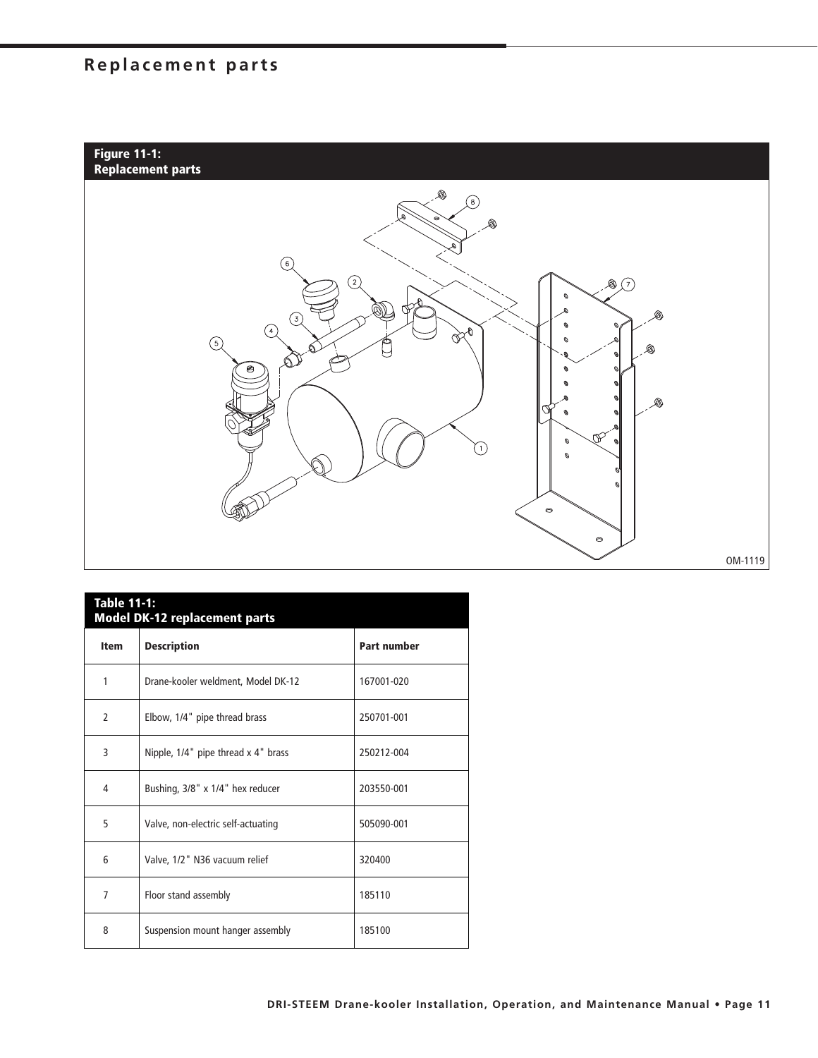# Replacement parts

**Figure 11-1:**
**Replacement parts**

8
6
2
7
3
4
5
1

OM-1119

| Item | Description | Part number |
|---|---|---|
| 1 | Drane-kooler weldment, Model DK-12 | 167001-020 |
| 2 | Elbow, 1/4" pipe thread brass | 250701-001 |
| 3 | Nipple, 1/4" pipe thread x 4" brass | 250212-004 |
| 4 | Bushing, 3/8" x 1/4" hex reducer | 203550-001 |
| 5 | Valve, non-electric self-actuating | 505090-001 |
| 6 | Valve, 1/2" N36 vacuum relief | 320400 |
| 7 | Floor stand assembly | 185110 |
| 8 | Suspension mount hanger assembly | 185100 |

**Table 11-1:**
**Model DK-12 replacement parts**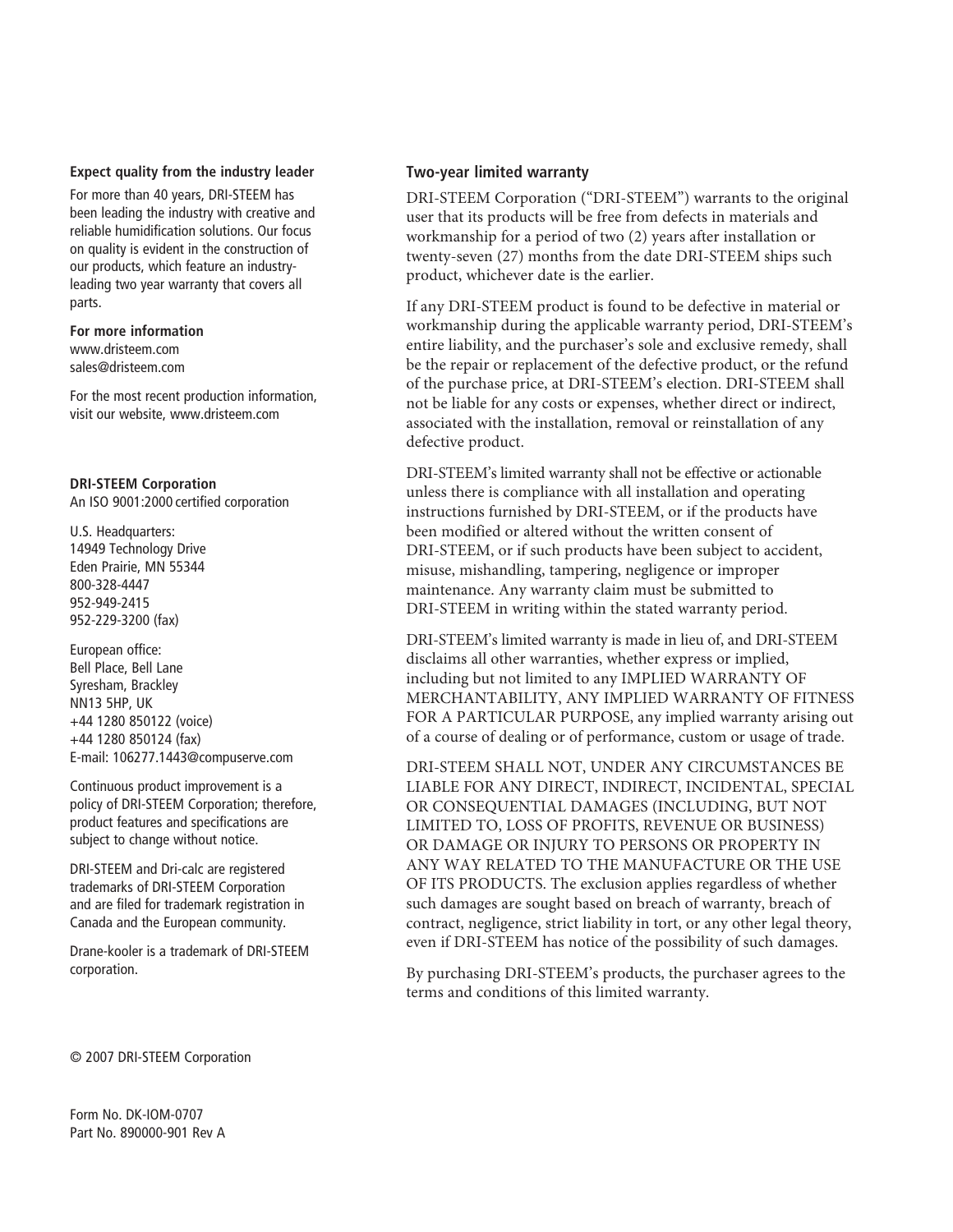**Expect quality from the industry leader**

For more than 40 years, DRI-STEEM has been leading the industry with creative and reliable humidification solutions. Our focus on quality is evident in the construction of our products, which feature an industry-leading two year warranty that covers all parts.

**For more information**

www.dristeem.com
sales@dristeem.com

For the most recent production information, visit our website, www.dristeem.com

**DRI-STEEM Corporation**
An ISO 9001:2000 certified corporation

U.S. Headquarters:
14949 Technology Drive
Eden Prairie, MN 55344
800-328-4447
952-949-2415
952-229-3200 (fax)

European office:
Bell Place, Bell Lane
Syresham, Brackley
NN13 5HP, UK
+44 1280 850122 (voice)
+44 1280 850124 (fax)
E-mail: 106277.1443@compuserve.com

Continuous product improvement is a policy of DRI-STEEM Corporation; therefore, product features and specifications are subject to change without notice.

DRI-STEEM and Dri-calc are registered trademarks of DRI-STEEM Corporation and are filed for trademark registration in Canada and the European community.

Drane-kooler is a trademark of DRI-STEEM corporation.

© 2007 DRI-STEEM Corporation

Form No. DK-IOM-0707
Part No. 890000-901 Rev A

## Two-year limited warranty

DRI-STEEM Corporation ("DRI-STEEM") warrants to the original user that its products will be free from defects in materials and workmanship for a period of two (2) years after installation or twenty-seven (27) months from the date DRI-STEEM ships such product, whichever date is the earlier.

If any DRI-STEEM product is found to be defective in material or workmanship during the applicable warranty period, DRI-STEEM's entire liability, and the purchaser's sole and exclusive remedy, shall be the repair or replacement of the defective product, or the refund of the purchase price, at DRI-STEEM's election. DRI-STEEM shall not be liable for any costs or expenses, whether direct or indirect, associated with the installation, removal or reinstallation of any defective product.

DRI-STEEM's limited warranty shall not be effective or actionable unless there is compliance with all installation and operating instructions furnished by DRI-STEEM, or if the products have been modified or altered without the written consent of DRI-STEEM, or if such products have been subject to accident, misuse, mishandling, tampering, negligence or improper maintenance. Any warranty claim must be submitted to DRI-STEEM in writing within the stated warranty period.

DRI-STEEM's limited warranty is made in lieu of, and DRI-STEEM disclaims all other warranties, whether express or implied, including but not limited to any IMPLIED WARRANTY OF MERCHANTABILITY, ANY IMPLIED WARRANTY OF FITNESS FOR A PARTICULAR PURPOSE, any implied warranty arising out of a course of dealing or of performance, custom or usage of trade.

DRI-STEEM SHALL NOT, UNDER ANY CIRCUMSTANCES BE LIABLE FOR ANY DIRECT, INDIRECT, INCIDENTAL, SPECIAL OR CONSEQUENTIAL DAMAGES (INCLUDING, BUT NOT LIMITED TO, LOSS OF PROFITS, REVENUE OR BUSINESS) OR DAMAGE OR INJURY TO PERSONS OR PROPERTY IN ANY WAY RELATED TO THE MANUFACTURE OR THE USE OF ITS PRODUCTS. The exclusion applies regardless of whether such damages are sought based on breach of warranty, breach of contract, negligence, strict liability in tort, or any other legal theory, even if DRI-STEEM has notice of the possibility of such damages.

By purchasing DRI-STEEM's products, the purchaser agrees to the terms and conditions of this limited warranty.